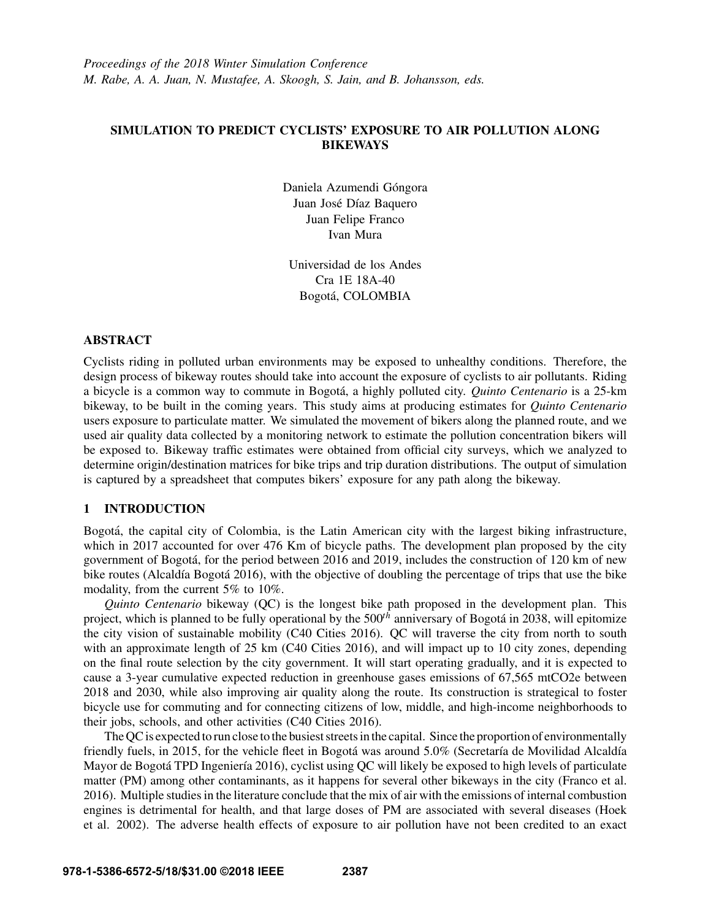Proceedings of the 2018 Winter Simulation Conference
M. Rabe, A. A. Juan, N. Mustafee, A. Skoogh, S. Jain, and B. Johansson, eds.

# SIMULATION TO PREDICT CYCLISTS' EXPOSURE TO AIR POLLUTION ALONG BIKEWAYS

Daniela Azumendi Góngora
Juan José Díaz Baquero
Juan Felipe Franco
Ivan Mura

Universidad de los Andes
Cra 1E 18A-40
Bogotá, COLOMBIA

## ABSTRACT

Cyclists riding in polluted urban environments may be exposed to unhealthy conditions. Therefore, the design process of bikeway routes should take into account the exposure of cyclists to air pollutants. Riding a bicycle is a common way to commute in Bogotá, a highly polluted city. *Quinto Centenario* is a 25-km bikeway, to be built in the coming years. This study aims at producing estimates for *Quinto Centenario* users exposure to particulate matter. We simulated the movement of bikers along the planned route, and we used air quality data collected by a monitoring network to estimate the pollution concentration bikers will be exposed to. Bikeway traffic estimates were obtained from official city surveys, which we analyzed to determine origin/destination matrices for bike trips and trip duration distributions. The output of simulation is captured by a spreadsheet that computes bikers' exposure for any path along the bikeway.

## 1 INTRODUCTION

Bogotá, the capital city of Colombia, is the Latin American city with the largest biking infrastructure, which in 2017 accounted for over 476 Km of bicycle paths. The development plan proposed by the city government of Bogotá, for the period between 2016 and 2019, includes the construction of 120 km of new bike routes (Alcaldía Bogotá 2016), with the objective of doubling the percentage of trips that use the bike modality, from the current 5% to 10%.

*Quinto Centenario* bikeway (QC) is the longest bike path proposed in the development plan. This project, which is planned to be fully operational by the $500^{th}$ anniversary of Bogotá in 2038, will epitomize the city vision of sustainable mobility (C40 Cities 2016). QC will traverse the city from north to south with an approximate length of 25 km (C40 Cities 2016), and will impact up to 10 city zones, depending on the final route selection by the city government. It will start operating gradually, and it is expected to cause a 3-year cumulative expected reduction in greenhouse gases emissions of 67,565 mtCO2e between 2018 and 2030, while also improving air quality along the route. Its construction is strategical to foster bicycle use for commuting and for connecting citizens of low, middle, and high-income neighborhoods to their jobs, schools, and other activities (C40 Cities 2016).

The QC is expected to run close to the busiest streets in the capital. Since the proportion of environmentally friendly fuels, in 2015, for the vehicle fleet in Bogotá was around 5.0% (Secretaría de Movilidad Alcaldía Mayor de Bogotá TPD Ingeniería 2016), cyclist using QC will likely be exposed to high levels of particulate matter (PM) among other contaminants, as it happens for several other bikeways in the city (Franco et al. 2016). Multiple studies in the literature conclude that the mix of air with the emissions of internal combustion engines is detrimental for health, and that large doses of PM are associated with several diseases (Hoek et al. 2002). The adverse health effects of exposure to air pollution have not been credited to an exact

978-1-5386-6572-5/18/$31.00 ©2018 IEEE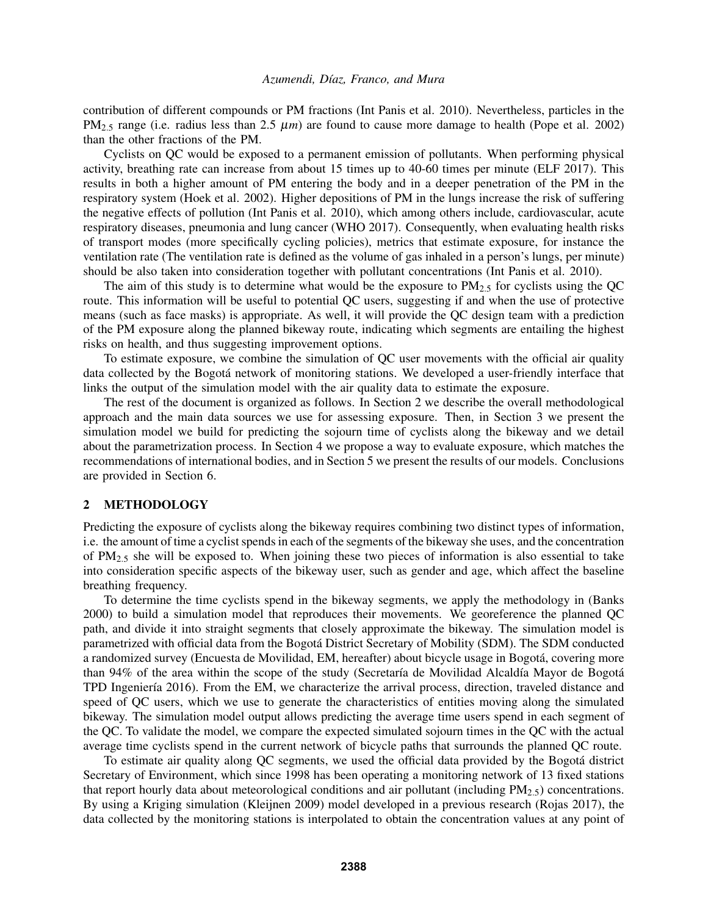contribution of different compounds or PM fractions (Int Panis et al. 2010). Nevertheless, particles in the $PM_{2.5}$ range (i.e. radius less than 2.5 $\mu m$) are found to cause more damage to health (Pope et al. 2002) than the other fractions of the PM.

Cyclists on QC would be exposed to a permanent emission of pollutants. When performing physical activity, breathing rate can increase from about 15 times up to 40-60 times per minute (ELF 2017). This results in both a higher amount of PM entering the body and in a deeper penetration of the PM in the respiratory system (Hoek et al. 2002). Higher depositions of PM in the lungs increase the risk of suffering the negative effects of pollution (Int Panis et al. 2010), which among others include, cardiovascular, acute respiratory diseases, pneumonia and lung cancer (WHO 2017). Consequently, when evaluating health risks of transport modes (more specifically cycling policies), metrics that estimate exposure, for instance the ventilation rate (The ventilation rate is defined as the volume of gas inhaled in a person's lungs, per minute) should be also taken into consideration together with pollutant concentrations (Int Panis et al. 2010).

The aim of this study is to determine what would be the exposure to $PM_{2.5}$ for cyclists using the QC route. This information will be useful to potential QC users, suggesting if and when the use of protective means (such as face masks) is appropriate. As well, it will provide the QC design team with a prediction of the PM exposure along the planned bikeway route, indicating which segments are entailing the highest risks on health, and thus suggesting improvement options.

To estimate exposure, we combine the simulation of QC user movements with the official air quality data collected by the Bogotá network of monitoring stations. We developed a user-friendly interface that links the output of the simulation model with the air quality data to estimate the exposure.

The rest of the document is organized as follows. In Section 2 we describe the overall methodological approach and the main data sources we use for assessing exposure. Then, in Section 3 we present the simulation model we build for predicting the sojourn time of cyclists along the bikeway and we detail about the parametrization process. In Section 4 we propose a way to evaluate exposure, which matches the recommendations of international bodies, and in Section 5 we present the results of our models. Conclusions are provided in Section 6.

## 2 METHODOLOGY

Predicting the exposure of cyclists along the bikeway requires combining two distinct types of information, i.e. the amount of time a cyclist spends in each of the segments of the bikeway she uses, and the concentration of $PM_{2.5}$ she will be exposed to. When joining these two pieces of information is also essential to take into consideration specific aspects of the bikeway user, such as gender and age, which affect the baseline breathing frequency.

To determine the time cyclists spend in the bikeway segments, we apply the methodology in (Banks 2000) to build a simulation model that reproduces their movements. We georeference the planned QC path, and divide it into straight segments that closely approximate the bikeway. The simulation model is parametrized with official data from the Bogotá District Secretary of Mobility (SDM). The SDM conducted a randomized survey (Encuesta de Movilidad, EM, hereafter) about bicycle usage in Bogotá, covering more than 94% of the area within the scope of the study (Secretaría de Movilidad Alcaldía Mayor de Bogotá TPD Ingeniería 2016). From the EM, we characterize the arrival process, direction, traveled distance and speed of QC users, which we use to generate the characteristics of entities moving along the simulated bikeway. The simulation model output allows predicting the average time users spend in each segment of the QC. To validate the model, we compare the expected simulated sojourn times in the QC with the actual average time cyclists spend in the current network of bicycle paths that surrounds the planned QC route.

To estimate air quality along QC segments, we used the official data provided by the Bogotá district Secretary of Environment, which since 1998 has been operating a monitoring network of 13 fixed stations that report hourly data about meteorological conditions and air pollutant (including $PM_{2.5}$) concentrations. By using a Kriging simulation (Kleijnen 2009) model developed in a previous research (Rojas 2017), the data collected by the monitoring stations is interpolated to obtain the concentration values at any point of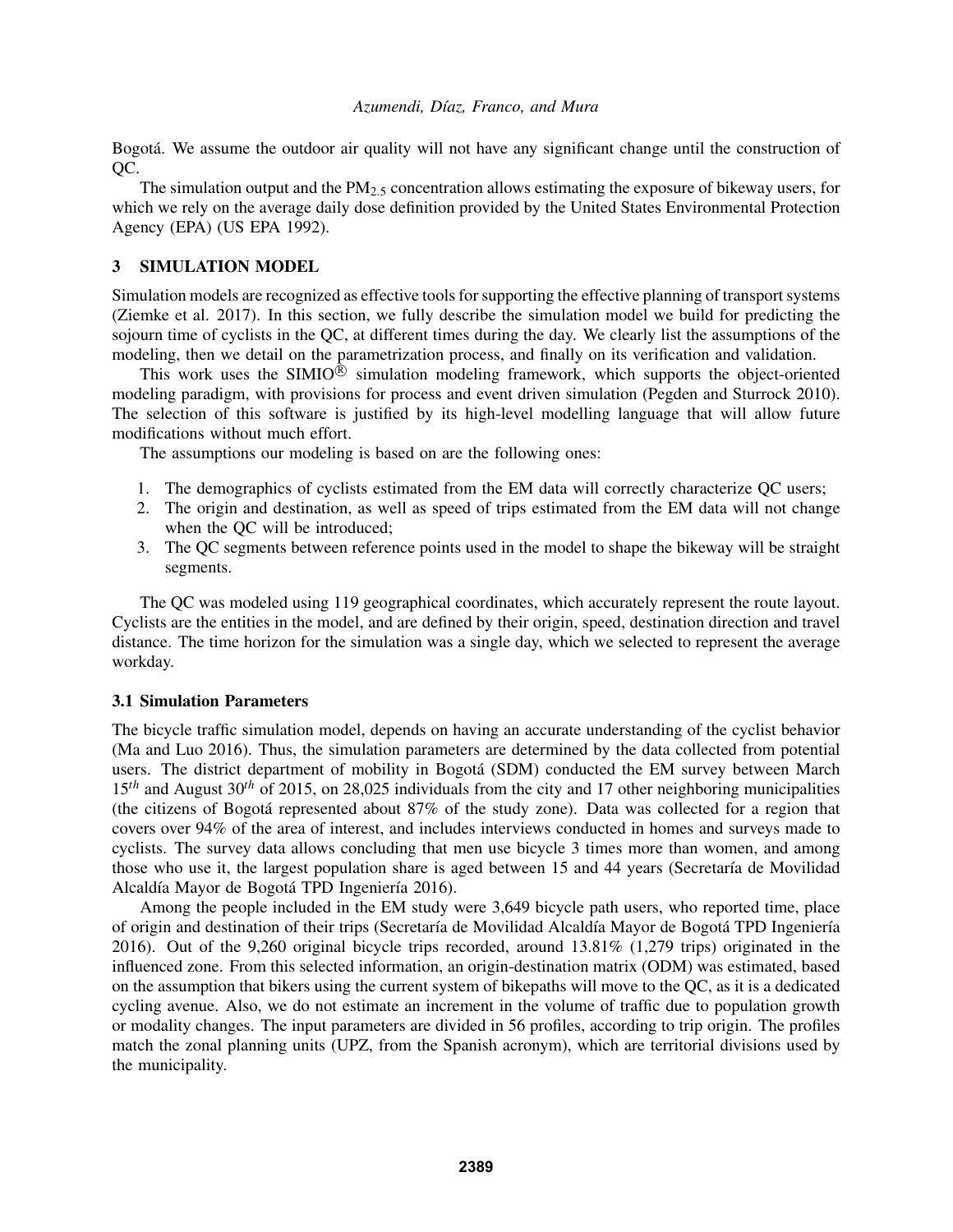Bogotá. We assume the outdoor air quality will not have any significant change until the construction of QC.

The simulation output and the $PM_{2.5}$ concentration allows estimating the exposure of bikeway users, for which we rely on the average daily dose definition provided by the United States Environmental Protection Agency (EPA) (US EPA 1992).

## 3 SIMULATION MODEL

Simulation models are recognized as effective tools for supporting the effective planning of transport systems (Ziemke et al. 2017). In this section, we fully describe the simulation model we build for predicting the sojourn time of cyclists in the QC, at different times during the day. We clearly list the assumptions of the modeling, then we detail on the parametrization process, and finally on its verification and validation.

This work uses the SIMIO® simulation modeling framework, which supports the object-oriented modeling paradigm, with provisions for process and event driven simulation (Pegden and Sturrock 2010). The selection of this software is justified by its high-level modelling language that will allow future modifications without much effort.

The assumptions our modeling is based on are the following ones:

1. The demographics of cyclists estimated from the EM data will correctly characterize QC users;
2. The origin and destination, as well as speed of trips estimated from the EM data will not change when the QC will be introduced;
3. The QC segments between reference points used in the model to shape the bikeway will be straight segments.

The QC was modeled using 119 geographical coordinates, which accurately represent the route layout. Cyclists are the entities in the model, and are defined by their origin, speed, destination direction and travel distance. The time horizon for the simulation was a single day, which we selected to represent the average workday.

### 3.1 Simulation Parameters

The bicycle traffic simulation model, depends on having an accurate understanding of the cyclist behavior (Ma and Luo 2016). Thus, the simulation parameters are determined by the data collected from potential users. The district department of mobility in Bogotá (SDM) conducted the EM survey between March $15^{th}$ and August $30^{th}$ of 2015, on 28,025 individuals from the city and 17 other neighboring municipalities (the citizens of Bogotá represented about 87% of the study zone). Data was collected for a region that covers over 94% of the area of interest, and includes interviews conducted in homes and surveys made to cyclists. The survey data allows concluding that men use bicycle 3 times more than women, and among those who use it, the largest population share is aged between 15 and 44 years (Secretaría de Movilidad Alcaldía Mayor de Bogotá TPD Ingeniería 2016).

Among the people included in the EM study were 3,649 bicycle path users, who reported time, place of origin and destination of their trips (Secretaría de Movilidad Alcaldía Mayor de Bogotá TPD Ingeniería 2016). Out of the 9,260 original bicycle trips recorded, around 13.81% (1,279 trips) originated in the influenced zone. From this selected information, an origin-destination matrix (ODM) was estimated, based on the assumption that bikers using the current system of bikepaths will move to the QC, as it is a dedicated cycling avenue. Also, we do not estimate an increment in the volume of traffic due to population growth or modality changes. The input parameters are divided in 56 profiles, according to trip origin. The profiles match the zonal planning units (UPZ, from the Spanish acronym), which are territorial divisions used by the municipality.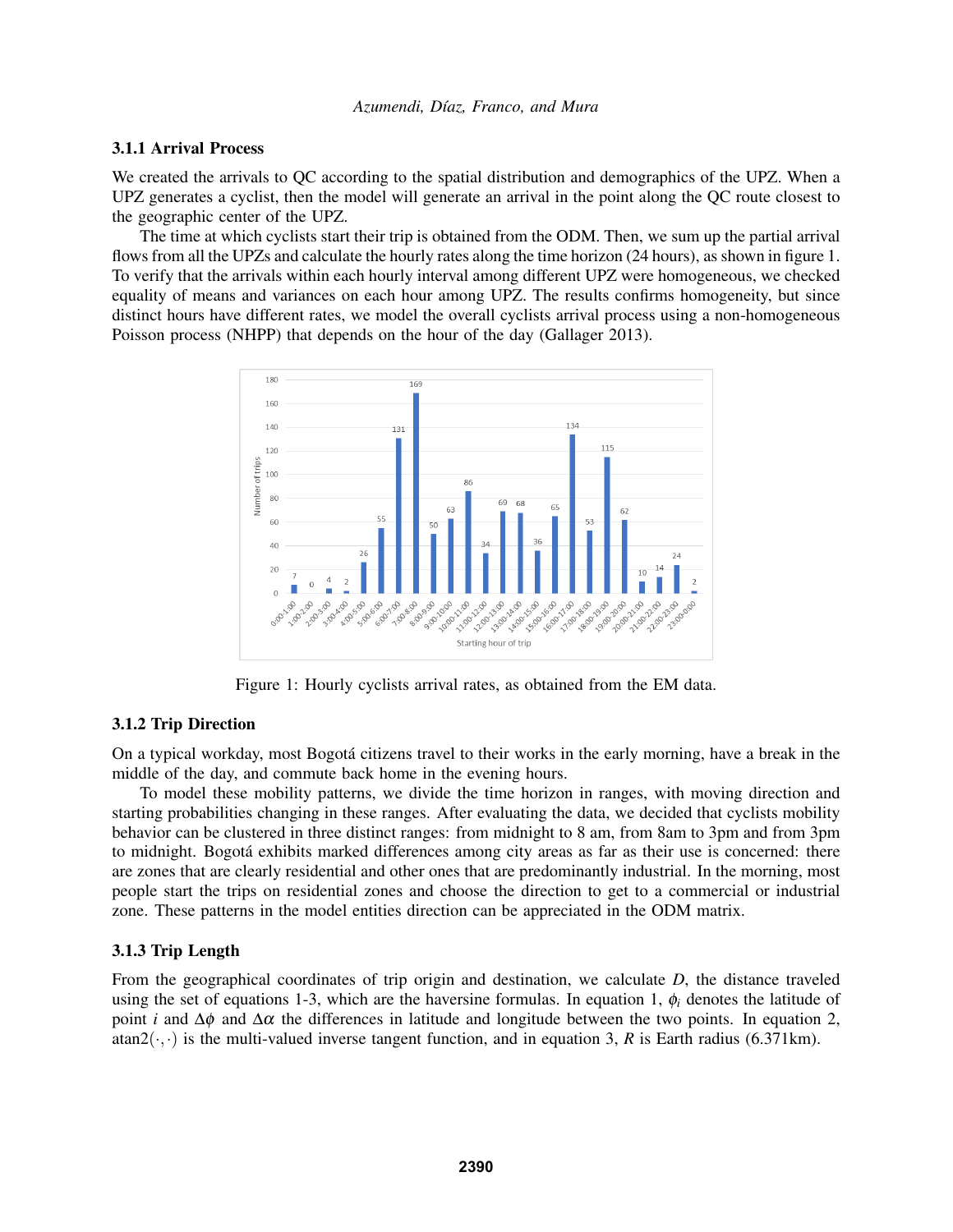### 3.1.1 Arrival Process

We created the arrivals to QC according to the spatial distribution and demographics of the UPZ. When a UPZ generates a cyclist, then the model will generate an arrival in the point along the QC route closest to the geographic center of the UPZ.

The time at which cyclists start their trip is obtained from the ODM. Then, we sum up the partial arrival flows from all the UPZs and calculate the hourly rates along the time horizon (24 hours), as shown in figure 1. To verify that the arrivals within each hourly interval among different UPZ were homogeneous, we checked equality of means and variances on each hour among UPZ. The results confirms homogeneity, but since distinct hours have different rates, we model the overall cyclists arrival process using a non-homogeneous Poisson process (NHPP) that depends on the hour of the day (Gallager 2013).

Figure 1: Hourly cyclists arrival rates, as obtained from the EM data.

### 3.1.2 Trip Direction

On a typical workday, most Bogotá citizens travel to their works in the early morning, have a break in the middle of the day, and commute back home in the evening hours.

To model these mobility patterns, we divide the time horizon in ranges, with moving direction and starting probabilities changing in these ranges. After evaluating the data, we decided that cyclists mobility behavior can be clustered in three distinct ranges: from midnight to 8 am, from 8am to 3pm and from 3pm to midnight. Bogotá exhibits marked differences among city areas as far as their use is concerned: there are zones that are clearly residential and other ones that are predominantly industrial. In the morning, most people start the trips on residential zones and choose the direction to get to a commercial or industrial zone. These patterns in the model entities direction can be appreciated in the ODM matrix.

### 3.1.3 Trip Length

From the geographical coordinates of trip origin and destination, we calculate $D$, the distance traveled using the set of equations 1-3, which are the haversine formulas. In equation 1, $\phi_i$ denotes the latitude of point $i$ and $\Delta\phi$ and $\Delta\alpha$ the differences in latitude and longitude between the two points. In equation 2, $\text{atan2}(\cdot,\cdot)$ is the multi-valued inverse tangent function, and in equation 3, $R$ is Earth radius (6.371km).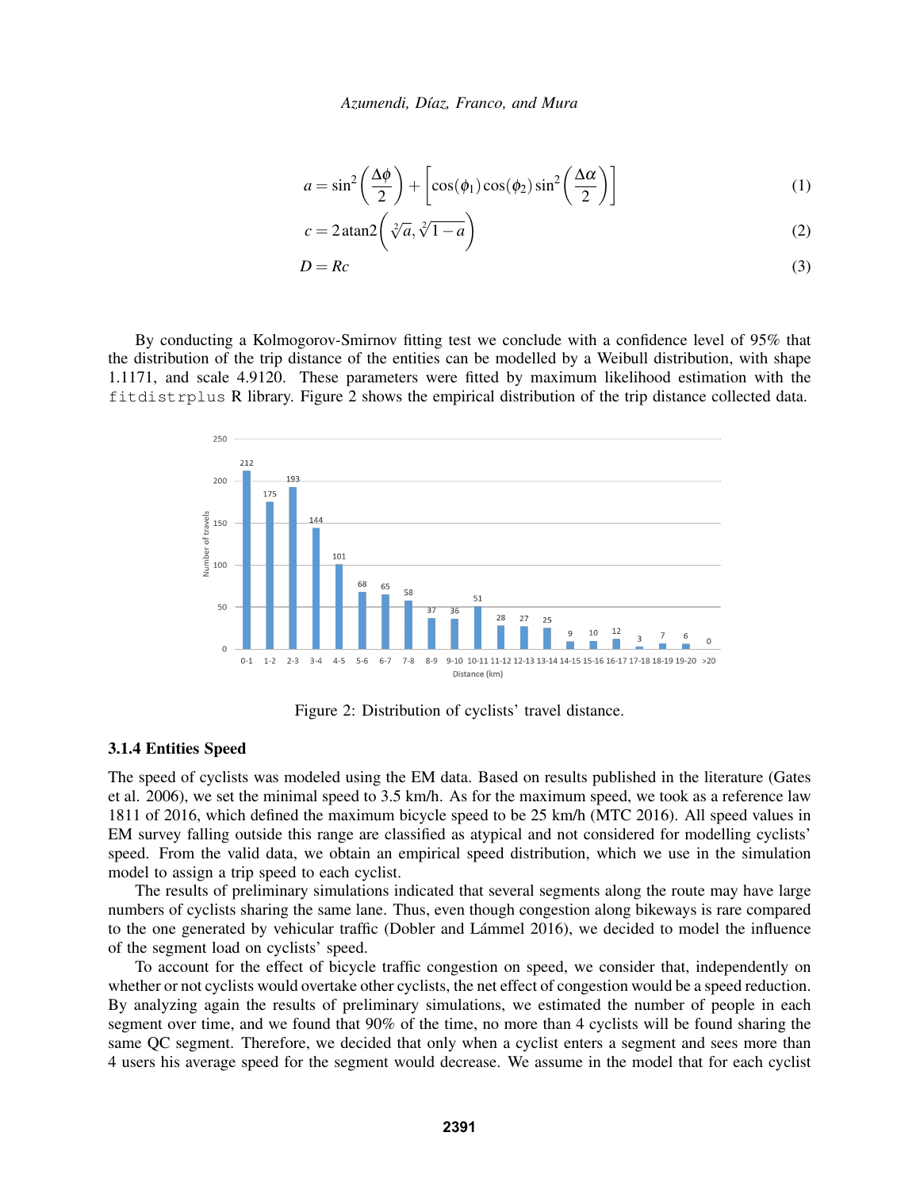$$a = \sin^2\left(\frac{\Delta\phi}{2}\right) + \left[\cos(\phi_1)\cos(\phi_2)\sin^2\left(\frac{\Delta\alpha}{2}\right)\right] \tag{1}$$

$$c = 2\,\text{atan2}\left(\sqrt[2]{a}, \sqrt[2]{1-a}\right) \tag{2}$$

$$D = Rc \tag{3}$$

By conducting a Kolmogorov-Smirnov fitting test we conclude with a confidence level of 95% that the distribution of the trip distance of the entities can be modelled by a Weibull distribution, with shape 1.1171, and scale 4.9120. These parameters were fitted by maximum likelihood estimation with the `fitdistrplus` R library. Figure 2 shows the empirical distribution of the trip distance collected data.

| Distance (km) | Number of travels |
|---|---|
| 0-1 | 212 |
| 1-2 | 175 |
| 2-3 | 193 |
| 3-4 | 144 |
| 4-5 | 101 |
| 5-6 | 68 |
| 6-7 | 65 |
| 7-8 | 58 |
| 8-9 | 37 |
| 9-10 | 36 |
| 10-11 | 51 |
| 11-12 | 28 |
| 12-13 | 27 |
| 13-14 | 25 |
| 14-15 | 9 |
| 15-16 | 10 |
| 16-17 | 12 |
| 17-18 | 3 |
| 18-19 | 7 |
| 19-20 | 6 |
| >20 | 0 |

Figure 2: Distribution of cyclists' travel distance.

### 3.1.4 Entities Speed

The speed of cyclists was modeled using the EM data. Based on results published in the literature (Gates et al. 2006), we set the minimal speed to 3.5 km/h. As for the maximum speed, we took as a reference law 1811 of 2016, which defined the maximum bicycle speed to be 25 km/h (MTC 2016). All speed values in EM survey falling outside this range are classified as atypical and not considered for modelling cyclists' speed. From the valid data, we obtain an empirical speed distribution, which we use in the simulation model to assign a trip speed to each cyclist.

The results of preliminary simulations indicated that several segments along the route may have large numbers of cyclists sharing the same lane. Thus, even though congestion along bikeways is rare compared to the one generated by vehicular traffic (Dobler and Lámmel 2016), we decided to model the influence of the segment load on cyclists' speed.

To account for the effect of bicycle traffic congestion on speed, we consider that, independently on whether or not cyclists would overtake other cyclists, the net effect of congestion would be a speed reduction. By analyzing again the results of preliminary simulations, we estimated the number of people in each segment over time, and we found that 90% of the time, no more than 4 cyclists will be found sharing the same QC segment. Therefore, we decided that only when a cyclist enters a segment and sees more than 4 users his average speed for the segment would decrease. We assume in the model that for each cyclist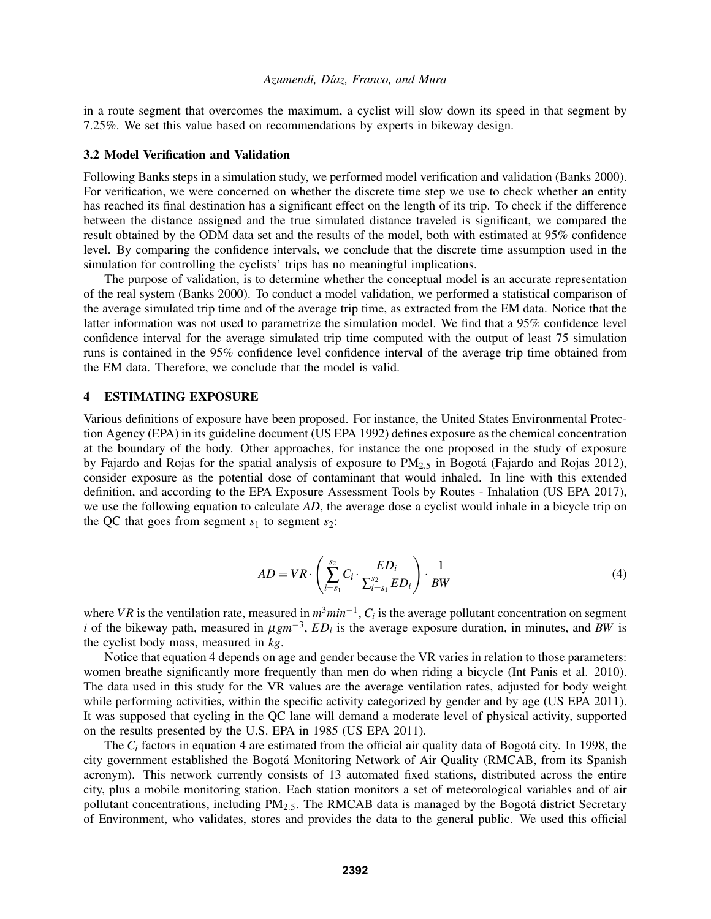in a route segment that overcomes the maximum, a cyclist will slow down its speed in that segment by 7.25%. We set this value based on recommendations by experts in bikeway design.

### 3.2 Model Verification and Validation

Following Banks steps in a simulation study, we performed model verification and validation (Banks 2000). For verification, we were concerned on whether the discrete time step we use to check whether an entity has reached its final destination has a significant effect on the length of its trip. To check if the difference between the distance assigned and the true simulated distance traveled is significant, we compared the result obtained by the ODM data set and the results of the model, both with estimated at 95% confidence level. By comparing the confidence intervals, we conclude that the discrete time assumption used in the simulation for controlling the cyclists' trips has no meaningful implications.

The purpose of validation, is to determine whether the conceptual model is an accurate representation of the real system (Banks 2000). To conduct a model validation, we performed a statistical comparison of the average simulated trip time and of the average trip time, as extracted from the EM data. Notice that the latter information was not used to parametrize the simulation model. We find that a 95% confidence level confidence interval for the average simulated trip time computed with the output of least 75 simulation runs is contained in the 95% confidence level confidence interval of the average trip time obtained from the EM data. Therefore, we conclude that the model is valid.

## 4 ESTIMATING EXPOSURE

Various definitions of exposure have been proposed. For instance, the United States Environmental Protection Agency (EPA) in its guideline document (US EPA 1992) defines exposure as the chemical concentration at the boundary of the body. Other approaches, for instance the one proposed in the study of exposure by Fajardo and Rojas for the spatial analysis of exposure to $PM_{2.5}$ in Bogotá (Fajardo and Rojas 2012), consider exposure as the potential dose of contaminant that would inhaled. In line with this extended definition, and according to the EPA Exposure Assessment Tools by Routes - Inhalation (US EPA 2017), we use the following equation to calculate *AD*, the average dose a cyclist would inhale in a bicycle trip on the QC that goes from segment $s_1$ to segment $s_2$:

$$AD = VR \cdot \left( \sum_{i=s_1}^{s_2} C_i \cdot \frac{ED_i}{\sum_{i=s_1}^{s_2} ED_i} \right) \cdot \frac{1}{BW} \tag{4}$$

where $VR$ is the ventilation rate, measured in $m^3 min^{-1}$, $C_i$ is the average pollutant concentration on segment $i$ of the bikeway path, measured in $\mu g m^{-3}$, $ED_i$ is the average exposure duration, in minutes, and $BW$ is the cyclist body mass, measured in $kg$.

Notice that equation 4 depends on age and gender because the VR varies in relation to those parameters: women breathe significantly more frequently than men do when riding a bicycle (Int Panis et al. 2010). The data used in this study for the VR values are the average ventilation rates, adjusted for body weight while performing activities, within the specific activity categorized by gender and by age (US EPA 2011). It was supposed that cycling in the QC lane will demand a moderate level of physical activity, supported on the results presented by the U.S. EPA in 1985 (US EPA 2011).

The $C_i$ factors in equation 4 are estimated from the official air quality data of Bogotá city. In 1998, the city government established the Bogotá Monitoring Network of Air Quality (RMCAB, from its Spanish acronym). This network currently consists of 13 automated fixed stations, distributed across the entire city, plus a mobile monitoring station. Each station monitors a set of meteorological variables and of air pollutant concentrations, including $PM_{2.5}$. The RMCAB data is managed by the Bogotá district Secretary of Environment, who validates, stores and provides the data to the general public. We used this official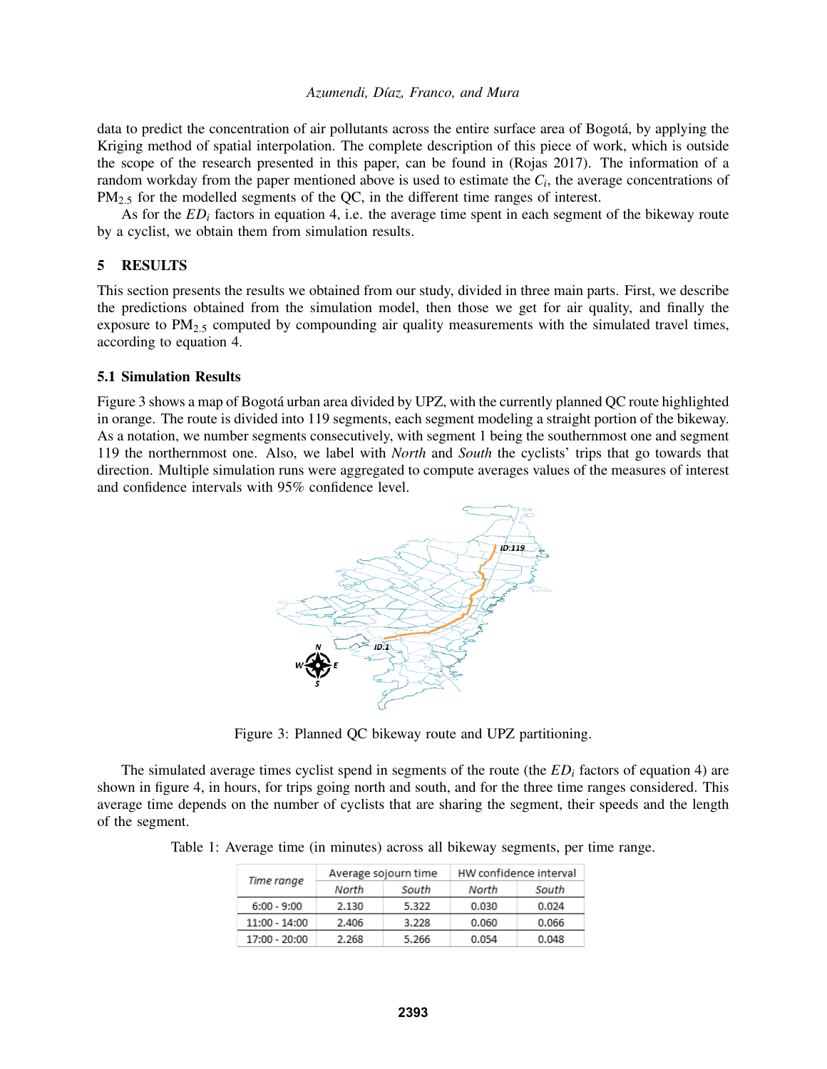data to predict the concentration of air pollutants across the entire surface area of Bogotá, by applying the Kriging method of spatial interpolation. The complete description of this piece of work, which is outside the scope of the research presented in this paper, can be found in (Rojas 2017). The information of a random workday from the paper mentioned above is used to estimate the $C_i$, the average concentrations of $PM_{2.5}$ for the modelled segments of the QC, in the different time ranges of interest.

As for the $ED_i$ factors in equation 4, i.e. the average time spent in each segment of the bikeway route by a cyclist, we obtain them from simulation results.

## 5 RESULTS

This section presents the results we obtained from our study, divided in three main parts. First, we describe the predictions obtained from the simulation model, then those we get for air quality, and finally the exposure to $PM_{2.5}$ computed by compounding air quality measurements with the simulated travel times, according to equation 4.

### 5.1 Simulation Results

Figure 3 shows a map of Bogotá urban area divided by UPZ, with the currently planned QC route highlighted in orange. The route is divided into 119 segments, each segment modeling a straight portion of the bikeway. As a notation, we number segments consecutively, with segment 1 being the southernmost one and segment 119 the northernmost one. Also, we label with *North* and *South* the cyclists' trips that go towards that direction. Multiple simulation runs were aggregated to compute averages values of the measures of interest and confidence intervals with 95% confidence level.

Figure 3: Planned QC bikeway route and UPZ partitioning.

The simulated average times cyclist spend in segments of the route (the $ED_i$ factors of equation 4) are shown in figure 4, in hours, for trips going north and south, and for the three time ranges considered. This average time depends on the number of cyclists that are sharing the segment, their speeds and the length of the segment.

Table 1: Average time (in minutes) across all bikeway segments, per time range.

| *Time range* | Average sojourn time | | HW confidence interval | |
|---|---|---|---|---|
| | *North* | *South* | *North* | *South* |
| 6:00 - 9:00 | 2.130 | 5.322 | 0.030 | 0.024 |
| 11:00 - 14:00 | 2.406 | 3.228 | 0.060 | 0.066 |
| 17:00 - 20:00 | 2.268 | 5.266 | 0.054 | 0.048 |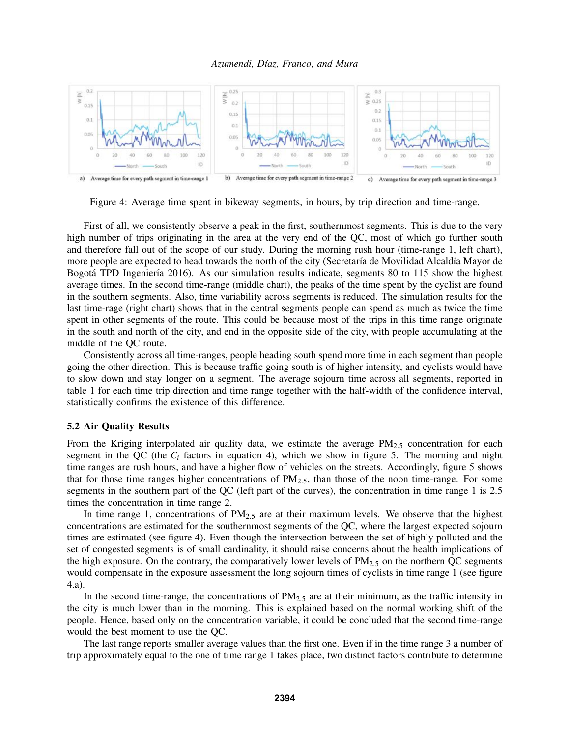Figure 4: Average time spent in bikeway segments, in hours, by trip direction and time-range.

First of all, we consistently observe a peak in the first, southernmost segments. This is due to the very high number of trips originating in the area at the very end of the QC, most of which go further south and therefore fall out of the scope of our study. During the morning rush hour (time-range 1, left chart), more people are expected to head towards the north of the city (Secretaría de Movilidad Alcaldía Mayor de Bogotá TPD Ingeniería 2016). As our simulation results indicate, segments 80 to 115 show the highest average times. In the second time-range (middle chart), the peaks of the time spent by the cyclist are found in the southern segments. Also, time variability across segments is reduced. The simulation results for the last time-rage (right chart) shows that in the central segments people can spend as much as twice the time spent in other segments of the route. This could be because most of the trips in this time range originate in the south and north of the city, and end in the opposite side of the city, with people accumulating at the middle of the QC route.

Consistently across all time-ranges, people heading south spend more time in each segment than people going the other direction. This is because traffic going south is of higher intensity, and cyclists would have to slow down and stay longer on a segment. The average sojourn time across all segments, reported in table 1 for each time trip direction and time range together with the half-width of the confidence interval, statistically confirms the existence of this difference.

### 5.2 Air Quality Results

From the Kriging interpolated air quality data, we estimate the average $PM_{2.5}$ concentration for each segment in the QC (the $C_i$ factors in equation 4), which we show in figure 5. The morning and night time ranges are rush hours, and have a higher flow of vehicles on the streets. Accordingly, figure 5 shows that for those time ranges higher concentrations of $PM_{2.5}$, than those of the noon time-range. For some segments in the southern part of the QC (left part of the curves), the concentration in time range 1 is 2.5 times the concentration in time range 2.

In time range 1, concentrations of $PM_{2.5}$ are at their maximum levels. We observe that the highest concentrations are estimated for the southernmost segments of the QC, where the largest expected sojourn times are estimated (see figure 4). Even though the intersection between the set of highly polluted and the set of congested segments is of small cardinality, it should raise concerns about the health implications of the high exposure. On the contrary, the comparatively lower levels of $PM_{2.5}$ on the northern QC segments would compensate in the exposure assessment the long sojourn times of cyclists in time range 1 (see figure 4.a).

In the second time-range, the concentrations of $PM_{2.5}$ are at their minimum, as the traffic intensity in the city is much lower than in the morning. This is explained based on the normal working shift of the people. Hence, based only on the concentration variable, it could be concluded that the second time-range would the best moment to use the QC.

The last range reports smaller average values than the first one. Even if in the time range 3 a number of trip approximately equal to the one of time range 1 takes place, two distinct factors contribute to determine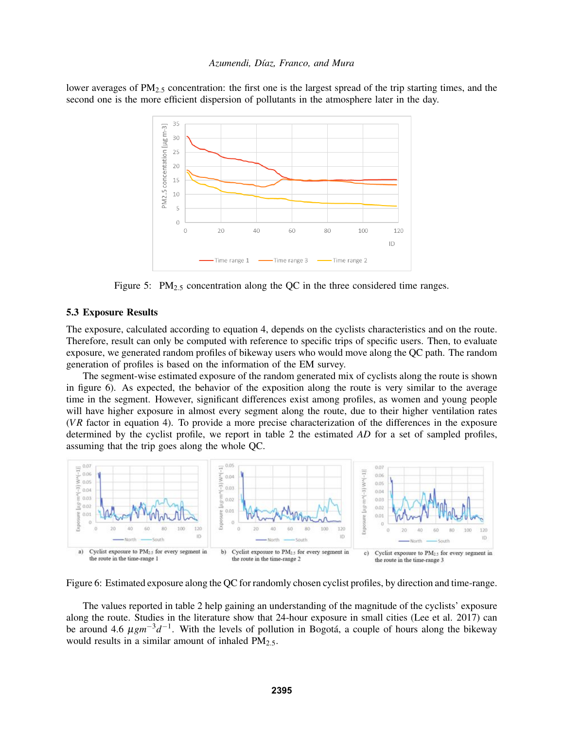lower averages of $PM_{2.5}$ concentration: the first one is the largest spread of the trip starting times, and the second one is the more efficient dispersion of pollutants in the atmosphere later in the day.

Figure 5: $PM_{2.5}$ concentration along the QC in the three considered time ranges.

### 5.3 Exposure Results

The exposure, calculated according to equation 4, depends on the cyclists characteristics and on the route. Therefore, result can only be computed with reference to specific trips of specific users. Then, to evaluate exposure, we generated random profiles of bikeway users who would move along the QC path. The random generation of profiles is based on the information of the EM survey.

The segment-wise estimated exposure of the random generated mix of cyclists along the route is shown in figure 6). As expected, the behavior of the exposition along the route is very similar to the average time in the segment. However, significant differences exist among profiles, as women and young people will have higher exposure in almost every segment along the route, due to their higher ventilation rates ($VR$ factor in equation 4). To provide a more precise characterization of the differences in the exposure determined by the cyclist profile, we report in table 2 the estimated $AD$ for a set of sampled profiles, assuming that the trip goes along the whole QC.

a) Cyclist exposure to $PM_{2.5}$ for every segment in the route in the time-range 1

b) Cyclist exposure to $PM_{2.5}$ for every segment in the route in the time-range 2

c) Cyclist exposure to $PM_{2.5}$ for every segment in the route in the time-range 3

Figure 6: Estimated exposure along the QC for randomly chosen cyclist profiles, by direction and time-range.

The values reported in table 2 help gaining an understanding of the magnitude of the cyclists' exposure along the route. Studies in the literature show that 24-hour exposure in small cities (Lee et al. 2017) can be around 4.6 $\mu g m^{-3} d^{-1}$. With the levels of pollution in Bogotá, a couple of hours along the bikeway would results in a similar amount of inhaled $PM_{2.5}$.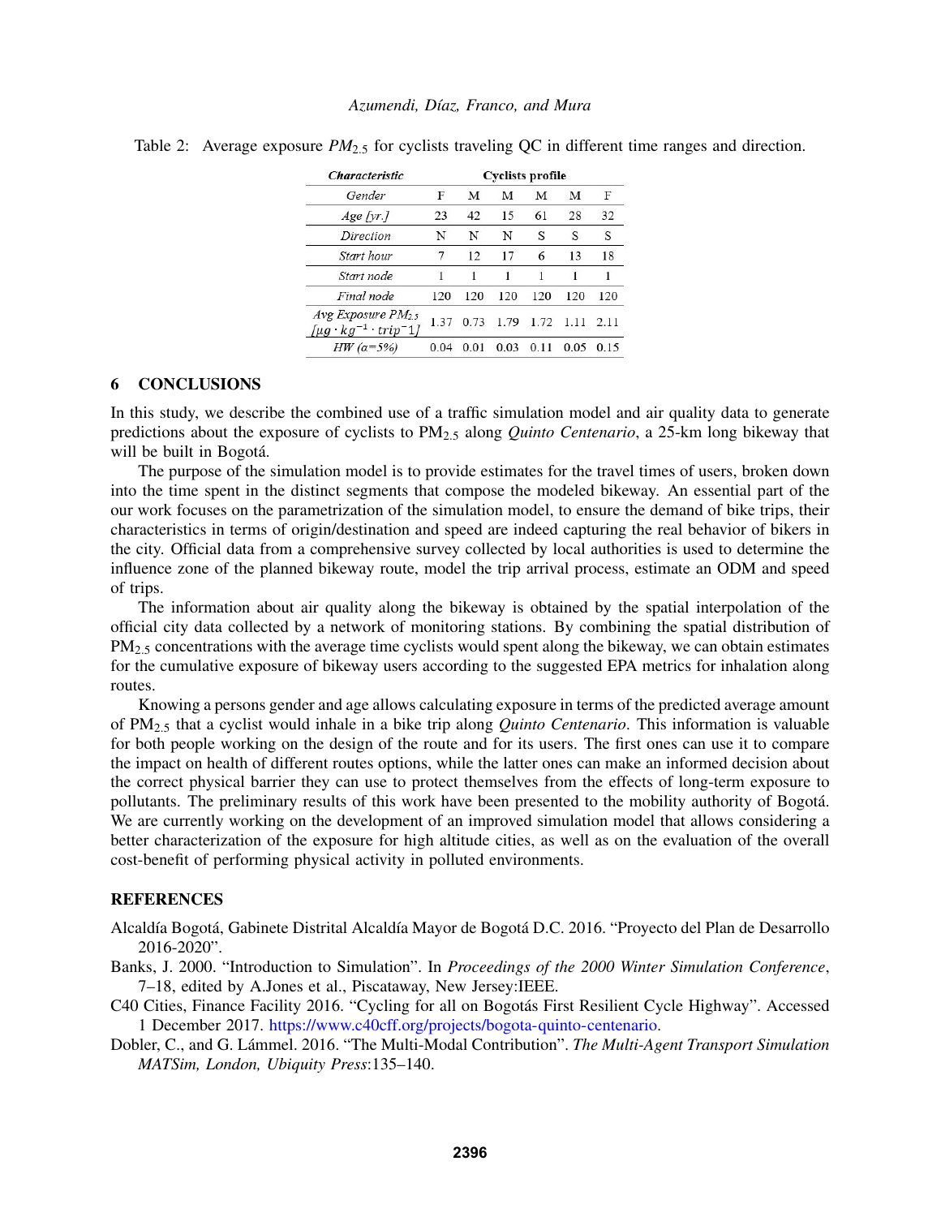Table 2: Average exposure $PM_{2.5}$ for cyclists traveling QC in different time ranges and direction.

| *Characteristic* | **Cyclists profile** | | | | | |
|---|---|---|---|---|---|---|
| *Gender* | F | M | M | M | M | F |
| *Age [yr.]* | 23 | 42 | 15 | 61 | 28 | 32 |
| *Direction* | N | N | N | S | S | S |
| *Start hour* | 7 | 12 | 17 | 6 | 13 | 18 |
| *Start node* | 1 | 1 | 1 | 1 | 1 | 1 |
| *Final node* | 120 | 120 | 120 | 120 | 120 | 120 |
| *Avg Exposure $PM_{2.5}$ $[\mu g \cdot kg^{-1} \cdot trip^{-1}]$* | 1.37 | 0.73 | 1.79 | 1.72 | 1.11 | 2.11 |
| *HW ($\alpha$=5%)* | 0.04 | 0.01 | 0.03 | 0.11 | 0.05 | 0.15 |

## 6 CONCLUSIONS

In this study, we describe the combined use of a traffic simulation model and air quality data to generate predictions about the exposure of cyclists to $PM_{2.5}$ along *Quinto Centenario*, a 25-km long bikeway that will be built in Bogotá.

The purpose of the simulation model is to provide estimates for the travel times of users, broken down into the time spent in the distinct segments that compose the modeled bikeway. An essential part of the our work focuses on the parametrization of the simulation model, to ensure the demand of bike trips, their characteristics in terms of origin/destination and speed are indeed capturing the real behavior of bikers in the city. Official data from a comprehensive survey collected by local authorities is used to determine the influence zone of the planned bikeway route, model the trip arrival process, estimate an ODM and speed of trips.

The information about air quality along the bikeway is obtained by the spatial interpolation of the official city data collected by a network of monitoring stations. By combining the spatial distribution of $PM_{2.5}$ concentrations with the average time cyclists would spent along the bikeway, we can obtain estimates for the cumulative exposure of bikeway users according to the suggested EPA metrics for inhalation along routes.

Knowing a persons gender and age allows calculating exposure in terms of the predicted average amount of $PM_{2.5}$ that a cyclist would inhale in a bike trip along *Quinto Centenario*. This information is valuable for both people working on the design of the route and for its users. The first ones can use it to compare the impact on health of different routes options, while the latter ones can make an informed decision about the correct physical barrier they can use to protect themselves from the effects of long-term exposure to pollutants. The preliminary results of this work have been presented to the mobility authority of Bogotá. We are currently working on the development of an improved simulation model that allows considering a better characterization of the exposure for high altitude cities, as well as on the evaluation of the overall cost-benefit of performing physical activity in polluted environments.

## REFERENCES

Alcaldía Bogotá, Gabinete Distrital Alcaldía Mayor de Bogotá D.C. 2016. "Proyecto del Plan de Desarrollo 2016-2020".

Banks, J. 2000. "Introduction to Simulation". In *Proceedings of the 2000 Winter Simulation Conference*, 7–18, edited by A.Jones et al., Piscataway, New Jersey:IEEE.

C40 Cities, Finance Facility 2016. "Cycling for all on Bogotás First Resilient Cycle Highway". Accessed 1 December 2017. https://www.c40cff.org/projects/bogota-quinto-centenario.

Dobler, C., and G. Lämmel. 2016. "The Multi-Modal Contribution". *The Multi-Agent Transport Simulation MATSim, London, Ubiquity Press*:135–140.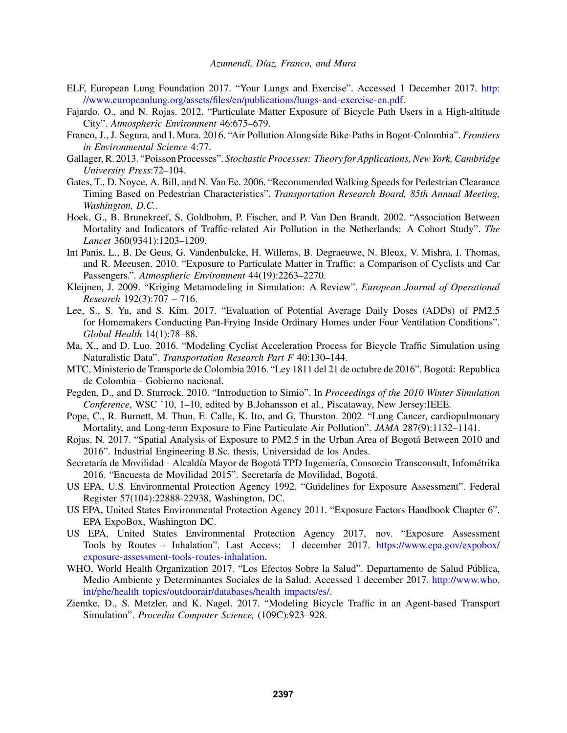ELF, European Lung Foundation 2017. "Your Lungs and Exercise". Accessed 1 December 2017. http://www.europeanlung.org/assets/files/en/publications/lungs-and-exercise-en.pdf.

Fajardo, O., and N. Rojas. 2012. "Particulate Matter Exposure of Bicycle Path Users in a High-altitude City". *Atmospheric Environment* 46:675–679.

Franco, J., J. Segura, and I. Mura. 2016. "Air Pollution Alongside Bike-Paths in Bogot-Colombia". *Frontiers in Environmental Science* 4:77.

Gallager, R. 2013. "Poisson Processes". *Stochastic Processes: Theory for Applications, New York, Cambridge University Press*:72–104.

Gates, T., D. Noyce, A. Bill, and N. Van Ee. 2006. "Recommended Walking Speeds for Pedestrian Clearance Timing Based on Pedestrian Characteristics". *Transportation Research Board, 85th Annual Meeting, Washington, D.C.*.

Hoek, G., B. Brunekreef, S. Goldbohm, P. Fischer, and P. Van Den Brandt. 2002. "Association Between Mortality and Indicators of Traffic-related Air Pollution in the Netherlands: A Cohort Study". *The Lancet* 360(9341):1203–1209.

Int Panis, L., B. De Geus, G. Vandenbulcke, H. Willems, B. Degraeuwe, N. Bleux, V. Mishra, I. Thomas, and R. Meeusen. 2010. "Exposure to Particulate Matter in Traffic: a Comparison of Cyclists and Car Passengers.". *Atmospheric Environment* 44(19):2263–2270.

Kleijnen, J. 2009. "Kriging Metamodeling in Simulation: A Review". *European Journal of Operational Research* 192(3):707 – 716.

Lee, S., S. Yu, and S. Kim. 2017. "Evaluation of Potential Average Daily Doses (ADDs) of PM2.5 for Homemakers Conducting Pan-Frying Inside Ordinary Homes under Four Ventilation Conditions". *Global Health* 14(1):78–88.

Ma, X., and D. Luo. 2016. "Modeling Cyclist Acceleration Process for Bicycle Traffic Simulation using Naturalistic Data". *Transportation Research Part F* 40:130–144.

MTC, Ministerio de Transporte de Colombia 2016. "Ley 1811 del 21 de octubre de 2016". Bogotá: Republica de Colombia - Gobierno nacional.

Pegden, D., and D. Sturrock. 2010. "Introduction to Simio". In *Proceedings of the 2010 Winter Simulation Conference*, WSC '10, 1–10, edited by B.Johansson et al., Piscataway, New Jersey:IEEE.

Pope, C., R. Burnett, M. Thun, E. Calle, K. Ito, and G. Thurston. 2002. "Lung Cancer, cardiopulmonary Mortality, and Long-term Exposure to Fine Particulate Air Pollution". *JAMA* 287(9):1132–1141.

Rojas, N. 2017. "Spatial Analysis of Exposure to PM2.5 in the Urban Area of Bogotá Between 2010 and 2016". Industrial Engineering B.Sc. thesis, Universidad de los Andes.

Secretaría de Movilidad - Alcaldía Mayor de Bogotá TPD Ingeniería, Consorcio Transconsult, Infométrika 2016. "Encuesta de Movilidad 2015". Secretaría de Movilidad, Bogotá.

US EPA, U.S. Environmental Protection Agency 1992. "Guidelines for Exposure Assessment". Federal Register 57(104):22888-22938, Washington, DC.

US EPA, United States Environmental Protection Agency 2011. "Exposure Factors Handbook Chapter 6". EPA ExpoBox, Washington DC.

US EPA, United States Environmental Protection Agency 2017, nov. "Exposure Assessment Tools by Routes - Inhalation". Last Access: 1 december 2017. https://www.epa.gov/expobox/exposure-assessment-tools-routes-inhalation.

WHO, World Health Organization 2017. "Los Efectos Sobre la Salud". Departamento de Salud Pública, Medio Ambiente y Determinantes Sociales de la Salud. Accessed 1 december 2017. http://www.who.int/phe/health_topics/outdoorair/databases/health_impacts/es/.

Ziemke, D., S. Metzler, and K. Nagel. 2017. "Modeling Bicycle Traffic in an Agent-based Transport Simulation". *Procedia Computer Science,* (109C):923–928.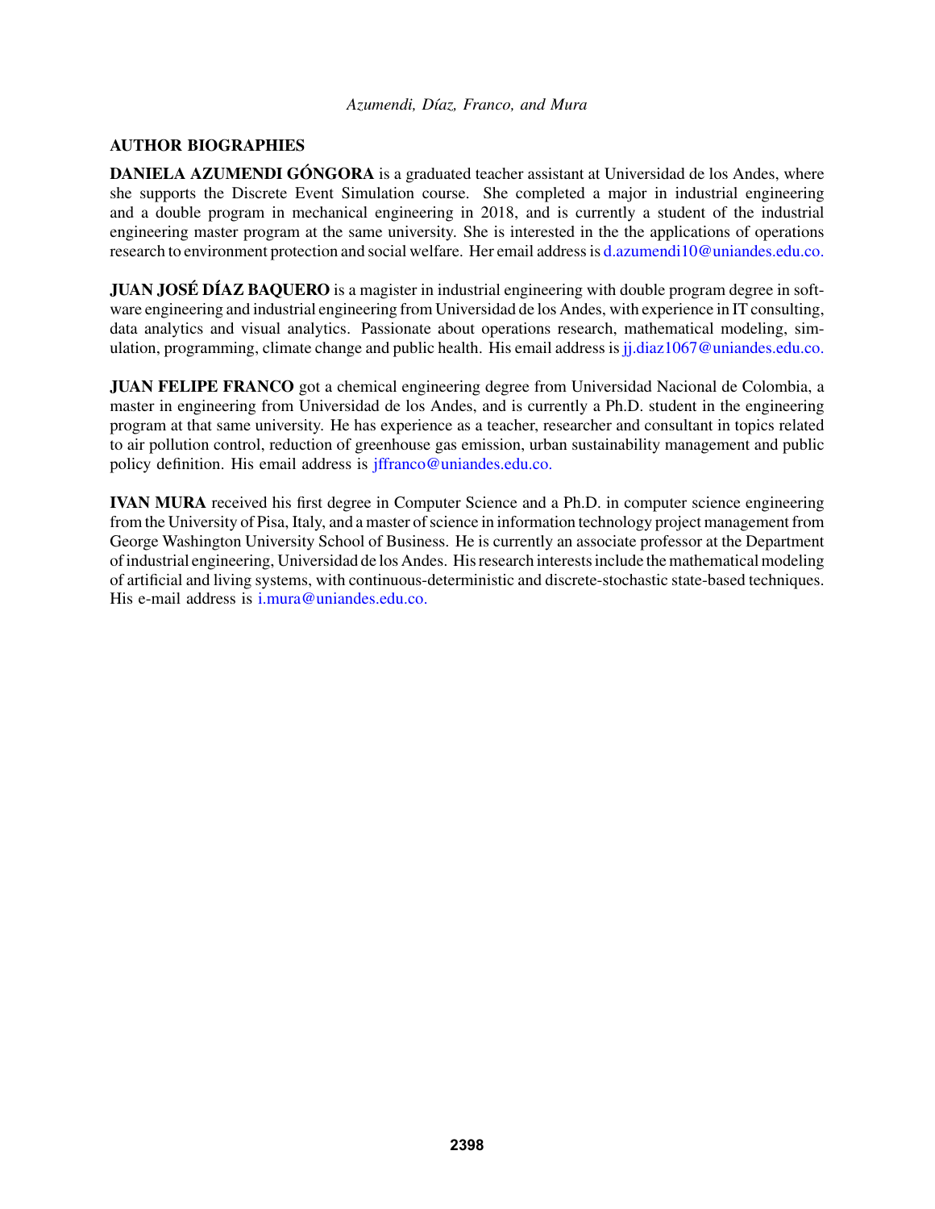## AUTHOR BIOGRAPHIES

**DANIELA AZUMENDI GÓNGORA** is a graduated teacher assistant at Universidad de los Andes, where she supports the Discrete Event Simulation course. She completed a major in industrial engineering and a double program in mechanical engineering in 2018, and is currently a student of the industrial engineering master program at the same university. She is interested in the the applications of operations research to environment protection and social welfare. Her email address is d.azumendi10@uniandes.edu.co.

**JUAN JOSÉ DÍAZ BAQUERO** is a magister in industrial engineering with double program degree in software engineering and industrial engineering from Universidad de los Andes, with experience in IT consulting, data analytics and visual analytics. Passionate about operations research, mathematical modeling, simulation, programming, climate change and public health. His email address is jj.diaz1067@uniandes.edu.co.

**JUAN FELIPE FRANCO** got a chemical engineering degree from Universidad Nacional de Colombia, a master in engineering from Universidad de los Andes, and is currently a Ph.D. student in the engineering program at that same university. He has experience as a teacher, researcher and consultant in topics related to air pollution control, reduction of greenhouse gas emission, urban sustainability management and public policy definition. His email address is jffranco@uniandes.edu.co.

**IVAN MURA** received his first degree in Computer Science and a Ph.D. in computer science engineering from the University of Pisa, Italy, and a master of science in information technology project management from George Washington University School of Business. He is currently an associate professor at the Department of industrial engineering, Universidad de los Andes. His research interests include the mathematical modeling of artificial and living systems, with continuous-deterministic and discrete-stochastic state-based techniques. His e-mail address is i.mura@uniandes.edu.co.